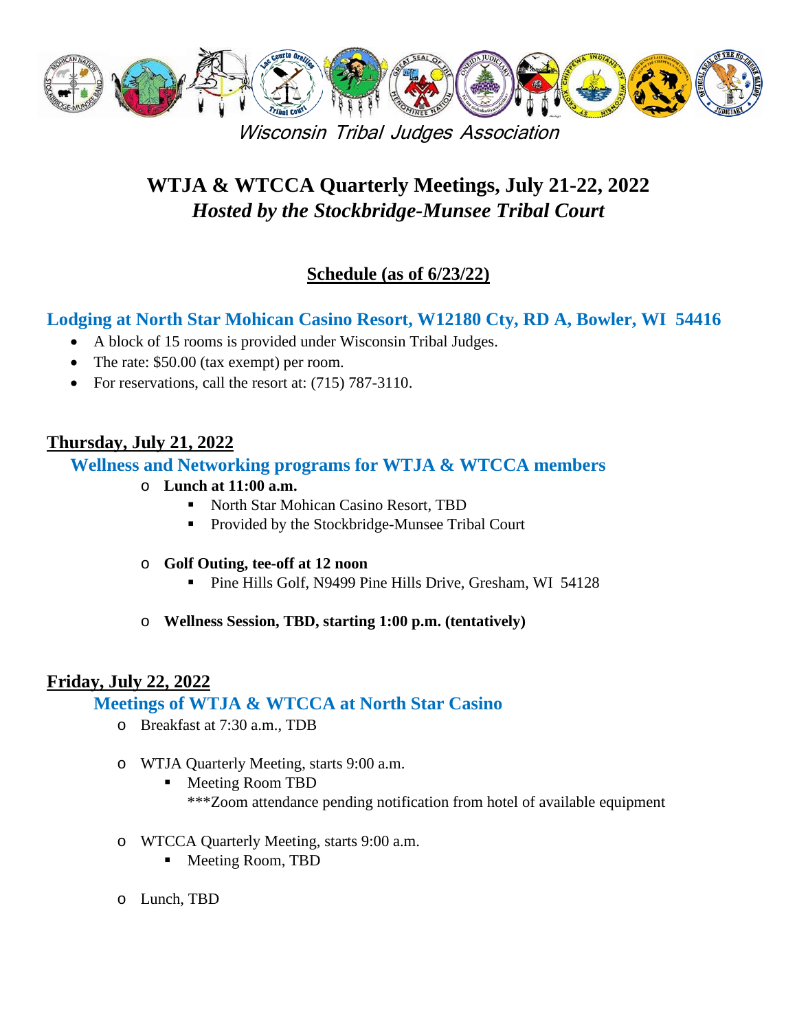Wisconsin Tribal Judges Association

# WTJA & WTCCA Quarterly Meetings, July 21-22, 2022

## *Hosted by the Stockbridge-Munsee Tribal Court*

### Schedule (as of 6/23/22)

### Lodging at North Star Mohican Casino Resort, W12180 Cty, RD A, Bowler, WI  54416

- A block of 15 rooms is provided under Wisconsin Tribal Judges.
- The rate: $50.00 (tax exempt) per room.
- For reservations, call the resort at: (715) 787-3110.

## Thursday, July 21, 2022

### Wellness and Networking programs for WTJA & WTCCA members

- **Lunch at 11:00 a.m.**
  - North Star Mohican Casino Resort, TBD
  - Provided by the Stockbridge-Munsee Tribal Court
- **Golf Outing, tee-off at 12 noon**
  - Pine Hills Golf, N9499 Pine Hills Drive, Gresham, WI  54128
- **Wellness Session, TBD, starting 1:00 p.m. (tentatively)**

## Friday, July 22, 2022

### Meetings of WTJA & WTCCA at North Star Casino

- Breakfast at 7:30 a.m., TDB
- WTJA Quarterly Meeting, starts 9:00 a.m.
  - Meeting Room TBD
    ***Zoom attendance pending notification from hotel of available equipment
- WTCCA Quarterly Meeting, starts 9:00 a.m.
  - Meeting Room, TBD
- Lunch, TBD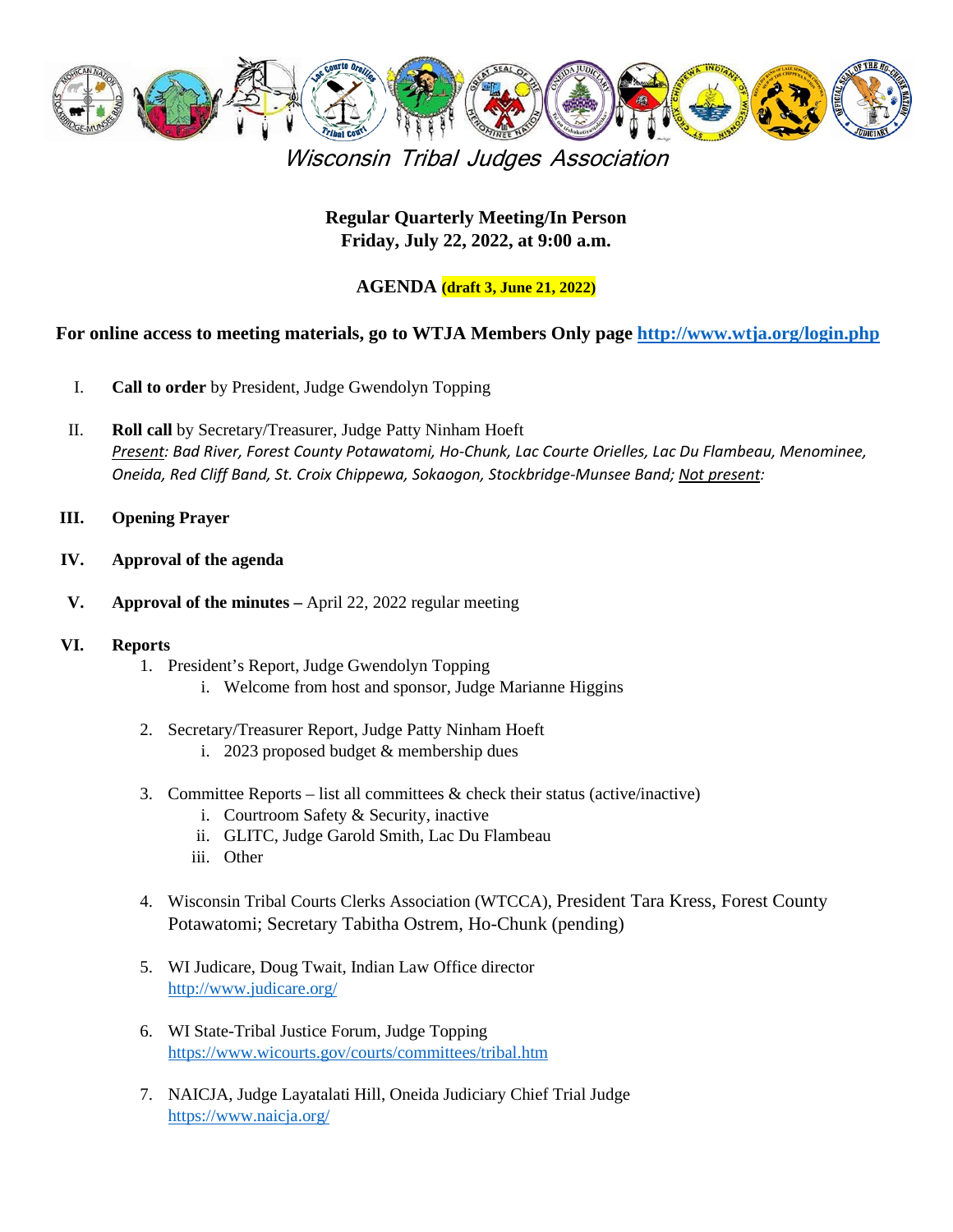Wisconsin Tribal Judges Association

**Regular Quarterly Meeting/In Person**
**Friday, July 22, 2022, at 9:00 a.m.**

**AGENDA (draft 3, June 21, 2022)**

**For online access to meeting materials, go to WTJA Members Only page [http://www.wtja.org/login.php](http://www.wtja.org/login.php)**

I. **Call to order** by President, Judge Gwendolyn Topping

II. **Roll call** by Secretary/Treasurer, Judge Patty Ninham Hoeft
*Present: Bad River, Forest County Potawatomi, Ho-Chunk, Lac Courte Orielles, Lac Du Flambeau, Menominee, Oneida, Red Cliff Band, St. Croix Chippewa, Sokaogon, Stockbridge-Munsee Band; Not present:*

**III. Opening Prayer**

**IV. Approval of the agenda**

**V. Approval of the minutes –** April 22, 2022 regular meeting

**VI. Reports**

1. President's Report, Judge Gwendolyn Topping
   i. Welcome from host and sponsor, Judge Marianne Higgins

2. Secretary/Treasurer Report, Judge Patty Ninham Hoeft
   i. 2023 proposed budget & membership dues

3. Committee Reports – list all committees & check their status (active/inactive)
   i. Courtroom Safety & Security, inactive
   ii. GLITC, Judge Garold Smith, Lac Du Flambeau
   iii. Other

4. Wisconsin Tribal Courts Clerks Association (WTCCA), President Tara Kress, Forest County Potawatomi; Secretary Tabitha Ostrem, Ho-Chunk (pending)

5. WI Judicare, Doug Twait, Indian Law Office director
   [http://www.judicare.org/](http://www.judicare.org/)

6. WI State-Tribal Justice Forum, Judge Topping
   [https://www.wicourts.gov/courts/committees/tribal.htm](https://www.wicourts.gov/courts/committees/tribal.htm)

7. NAICJA, Judge Layatalati Hill, Oneida Judiciary Chief Trial Judge
   [https://www.naicja.org/](https://www.naicja.org/)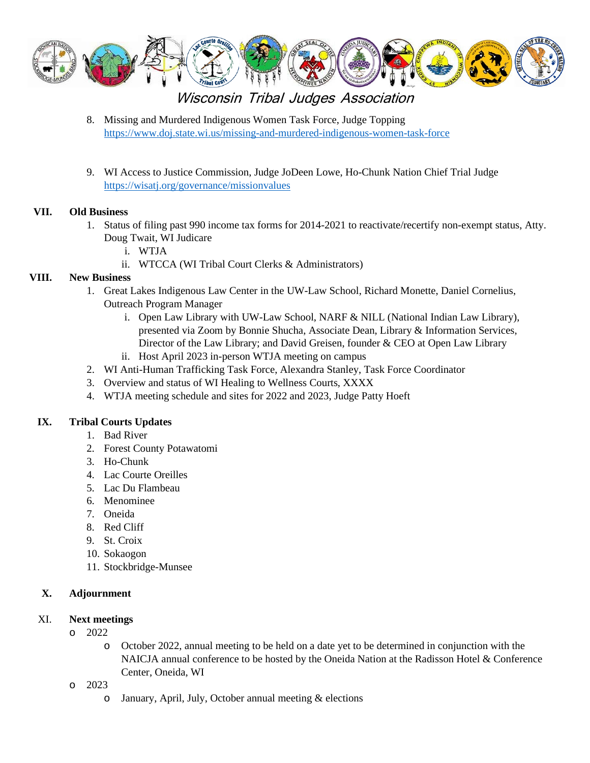# Wisconsin Tribal Judges Association

8. Missing and Murdered Indigenous Women Task Force, Judge Topping
   https://www.doj.state.wi.us/missing-and-murdered-indigenous-women-task-force

9. WI Access to Justice Commission, Judge JoDeen Lowe, Ho-Chunk Nation Chief Trial Judge
   https://wisatj.org/governance/missionvalues

## VII. Old Business

1. Status of filing past 990 income tax forms for 2014-2021 to reactivate/recertify non-exempt status, Atty. Doug Twait, WI Judicare
   - i. WTJA
   - ii. WTCCA (WI Tribal Court Clerks & Administrators)

## VIII. New Business

1. Great Lakes Indigenous Law Center in the UW-Law School, Richard Monette, Daniel Cornelius, Outreach Program Manager
   - i. Open Law Library with UW-Law School, NARF & NILL (National Indian Law Library), presented via Zoom by Bonnie Shucha, Associate Dean, Library & Information Services, Director of the Law Library; and David Greisen, founder & CEO at Open Law Library
   - ii. Host April 2023 in-person WTJA meeting on campus
2. WI Anti-Human Trafficking Task Force, Alexandra Stanley, Task Force Coordinator
3. Overview and status of WI Healing to Wellness Courts, XXXX
4. WTJA meeting schedule and sites for 2022 and 2023, Judge Patty Hoeft

## IX. Tribal Courts Updates

1. Bad River
2. Forest County Potawatomi
3. Ho-Chunk
4. Lac Courte Oreilles
5. Lac Du Flambeau
6. Menominee
7. Oneida
8. Red Cliff
9. St. Croix
10. Sokaogon
11. Stockbridge-Munsee

## X. Adjournment

## XI. Next meetings

- 2022
  - October 2022, annual meeting to be held on a date yet to be determined in conjunction with the NAICJA annual conference to be hosted by the Oneida Nation at the Radisson Hotel & Conference Center, Oneida, WI
- 2023
  - January, April, July, October annual meeting & elections